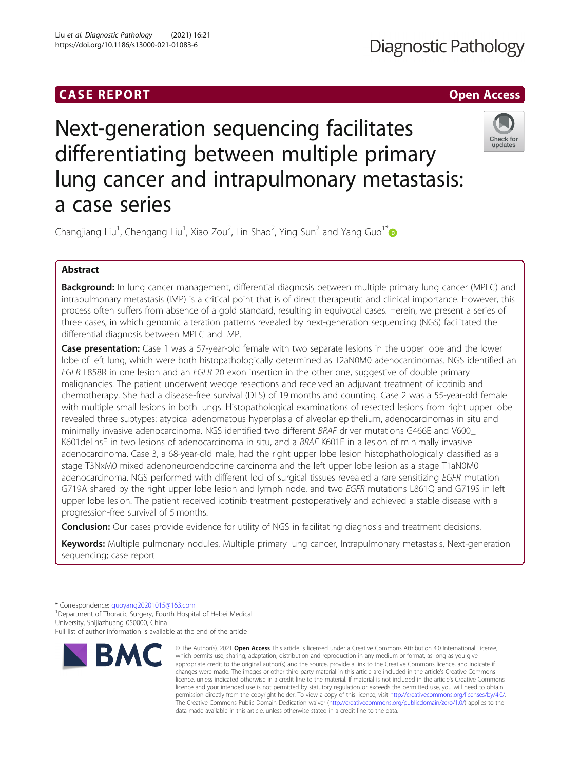CASE REPORT

Open Access

# Next-generation sequencing facilitates differentiating between multiple primary lung cancer and intrapulmonary metastasis: a case series

Changjiang Liu[1], Chengang Liu[1], Xiao Zou[2], Lin Shao[2], Ying Sun[2] and Yang Guo[1*]

## Abstract

**Background:** In lung cancer management, differential diagnosis between multiple primary lung cancer (MPLC) and intrapulmonary metastasis (IMP) is a critical point that is of direct therapeutic and clinical importance. However, this process often suffers from absence of a gold standard, resulting in equivocal cases. Herein, we present a series of three cases, in which genomic alteration patterns revealed by next-generation sequencing (NGS) facilitated the differential diagnosis between MPLC and IMP.

**Case presentation:** Case 1 was a 57-year-old female with two separate lesions in the upper lobe and the lower lobe of left lung, which were both histopathologically determined as T2aN0M0 adenocarcinomas. NGS identified an *EGFR* L858R in one lesion and an *EGFR* 20 exon insertion in the other one, suggestive of double primary malignancies. The patient underwent wedge resections and received an adjuvant treatment of icotinib and chemotherapy. She had a disease-free survival (DFS) of 19 months and counting. Case 2 was a 55-year-old female with multiple small lesions in both lungs. Histopathological examinations of resected lesions from right upper lobe revealed three subtypes: atypical adenomatous hyperplasia of alveolar epithelium, adenocarcinomas in situ and minimally invasive adenocarcinoma. NGS identified two different *BRAF* driver mutations G466E and V600_K601delinsE in two lesions of adenocarcinoma in situ, and a *BRAF* K601E in a lesion of minimally invasive adenocarcinoma. Case 3, a 68-year-old male, had the right upper lobe lesion histophathologically classified as a stage T3NxM0 mixed adenoneuroendocrine carcinoma and the left upper lobe lesion as a stage T1aN0M0 adenocarcinoma. NGS performed with different loci of surgical tissues revealed a rare sensitizing *EGFR* mutation G719A shared by the right upper lobe lesion and lymph node, and two *EGFR* mutations L861Q and G719S in left upper lobe lesion. The patient received icotinib treatment postoperatively and achieved a stable disease with a progression-free survival of 5 months.

**Conclusion:** Our cases provide evidence for utility of NGS in facilitating diagnosis and treatment decisions.

**Keywords:** Multiple pulmonary nodules, Multiple primary lung cancer, Intrapulmonary metastasis, Next-generation sequencing; case report

\* Correspondence: guoyang20201015@163.com
[1]Department of Thoracic Surgery, Fourth Hospital of Hebei Medical University, Shijiazhuang 050000, China
Full list of author information is available at the end of the article

© The Author(s). 2021 **Open Access** This article is licensed under a Creative Commons Attribution 4.0 International License, which permits use, sharing, adaptation, distribution and reproduction in any medium or format, as long as you give appropriate credit to the original author(s) and the source, provide a link to the Creative Commons licence, and indicate if changes were made. The images or other third party material in this article are included in the article's Creative Commons licence, unless indicated otherwise in a credit line to the material. If material is not included in the article's Creative Commons licence and your intended use is not permitted by statutory regulation or exceeds the permitted use, you will need to obtain permission directly from the copyright holder. To view a copy of this licence, visit http://creativecommons.org/licenses/by/4.0/. The Creative Commons Public Domain Dedication waiver (http://creativecommons.org/publicdomain/zero/1.0/) applies to the data made available in this article, unless otherwise stated in a credit line to the data.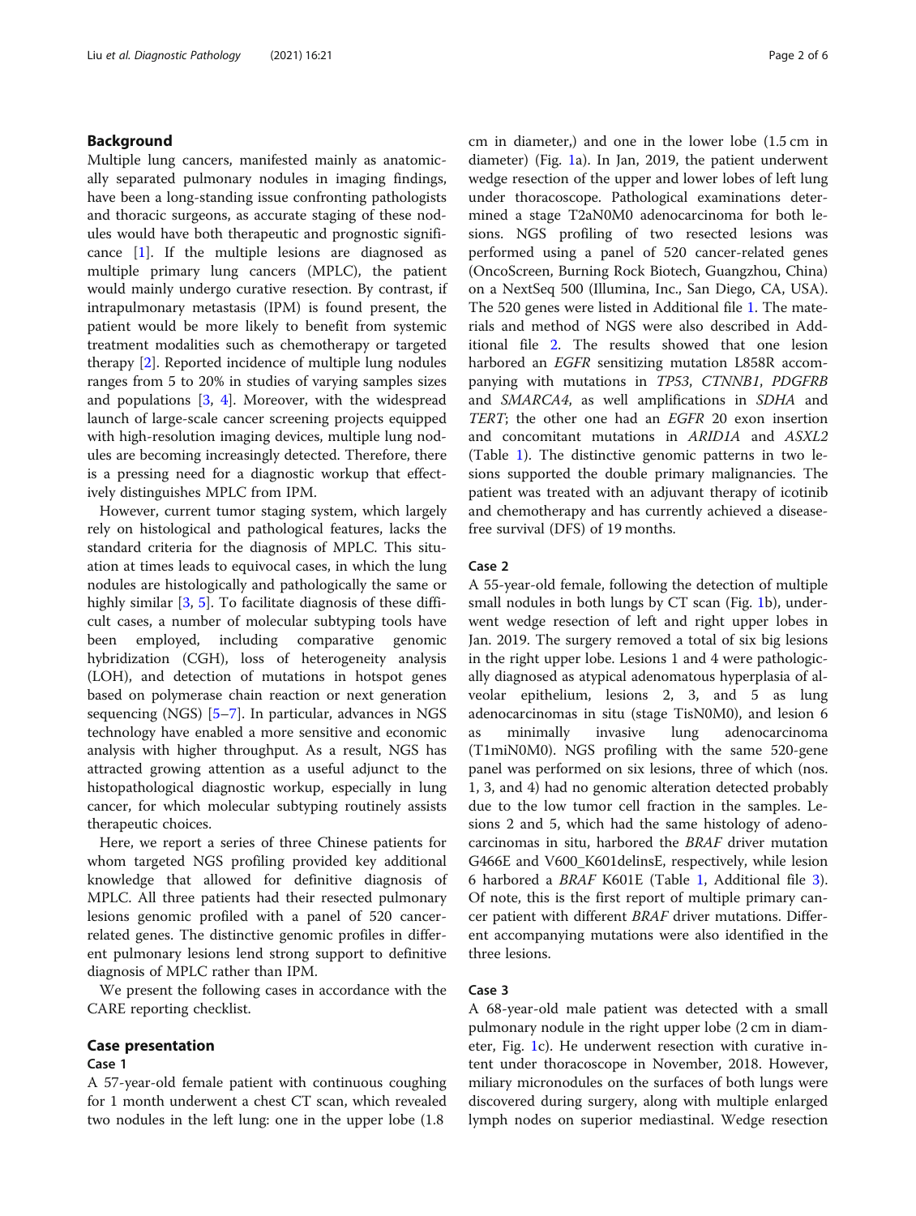## Background

Multiple lung cancers, manifested mainly as anatomically separated pulmonary nodules in imaging findings, have been a long-standing issue confronting pathologists and thoracic surgeons, as accurate staging of these nodules would have both therapeutic and prognostic significance [1]. If the multiple lesions are diagnosed as multiple primary lung cancers (MPLC), the patient would mainly undergo curative resection. By contrast, if intrapulmonary metastasis (IPM) is found present, the patient would be more likely to benefit from systemic treatment modalities such as chemotherapy or targeted therapy [2]. Reported incidence of multiple lung nodules ranges from 5 to 20% in studies of varying samples sizes and populations [3, 4]. Moreover, with the widespread launch of large-scale cancer screening projects equipped with high-resolution imaging devices, multiple lung nodules are becoming increasingly detected. Therefore, there is a pressing need for a diagnostic workup that effectively distinguishes MPLC from IPM.

However, current tumor staging system, which largely rely on histological and pathological features, lacks the standard criteria for the diagnosis of MPLC. This situation at times leads to equivocal cases, in which the lung nodules are histologically and pathologically the same or highly similar [3, 5]. To facilitate diagnosis of these difficult cases, a number of molecular subtyping tools have been employed, including comparative genomic hybridization (CGH), loss of heterogeneity analysis (LOH), and detection of mutations in hotspot genes based on polymerase chain reaction or next generation sequencing (NGS) [5–7]. In particular, advances in NGS technology have enabled a more sensitive and economic analysis with higher throughput. As a result, NGS has attracted growing attention as a useful adjunct to the histopathological diagnostic workup, especially in lung cancer, for which molecular subtyping routinely assists therapeutic choices.

Here, we report a series of three Chinese patients for whom targeted NGS profiling provided key additional knowledge that allowed for definitive diagnosis of MPLC. All three patients had their resected pulmonary lesions genomic profiled with a panel of 520 cancer-related genes. The distinctive genomic profiles in different pulmonary lesions lend strong support to definitive diagnosis of MPLC rather than IPM.

We present the following cases in accordance with the CARE reporting checklist.

## Case presentation

### Case 1

A 57-year-old female patient with continuous coughing for 1 month underwent a chest CT scan, which revealed two nodules in the left lung: one in the upper lobe (1.8 cm in diameter,) and one in the lower lobe (1.5 cm in diameter) (Fig. 1a). In Jan, 2019, the patient underwent wedge resection of the upper and lower lobes of left lung under thoracoscope. Pathological examinations determined a stage T2aN0M0 adenocarcinoma for both lesions. NGS profiling of two resected lesions was performed using a panel of 520 cancer-related genes (OncoScreen, Burning Rock Biotech, Guangzhou, China) on a NextSeq 500 (Illumina, Inc., San Diego, CA, USA). The 520 genes were listed in Additional file 1. The materials and method of NGS were also described in Additional file 2. The results showed that one lesion harbored an *EGFR* sensitizing mutation L858R accompanying with mutations in *TP53*, *CTNNB1*, *PDGFRB* and *SMARCA4*, as well amplifications in *SDHA* and *TERT*; the other one had an *EGFR* 20 exon insertion and concomitant mutations in *ARID1A* and *ASXL2* (Table 1). The distinctive genomic patterns in two lesions supported the double primary malignancies. The patient was treated with an adjuvant therapy of icotinib and chemotherapy and has currently achieved a disease-free survival (DFS) of 19 months.

### Case 2

A 55-year-old female, following the detection of multiple small nodules in both lungs by CT scan (Fig. 1b), underwent wedge resection of left and right upper lobes in Jan. 2019. The surgery removed a total of six big lesions in the right upper lobe. Lesions 1 and 4 were pathologically diagnosed as atypical adenomatous hyperplasia of alveolar epithelium, lesions 2, 3, and 5 as lung adenocarcinomas in situ (stage TisN0M0), and lesion 6 as minimally invasive lung adenocarcinoma (T1miN0M0). NGS profiling with the same 520-gene panel was performed on six lesions, three of which (nos. 1, 3, and 4) had no genomic alteration detected probably due to the low tumor cell fraction in the samples. Lesions 2 and 5, which had the same histology of adenocarcinomas in situ, harbored the *BRAF* driver mutation G466E and V600_K601delinsE, respectively, while lesion 6 harbored a *BRAF* K601E (Table 1, Additional file 3). Of note, this is the first report of multiple primary cancer patient with different *BRAF* driver mutations. Different accompanying mutations were also identified in the three lesions.

### Case 3

A 68-year-old male patient was detected with a small pulmonary nodule in the right upper lobe (2 cm in diameter, Fig. 1c). He underwent resection with curative intent under thoracoscope in November, 2018. However, miliary micronodules on the surfaces of both lungs were discovered during surgery, along with multiple enlarged lymph nodes on superior mediastinal. Wedge resection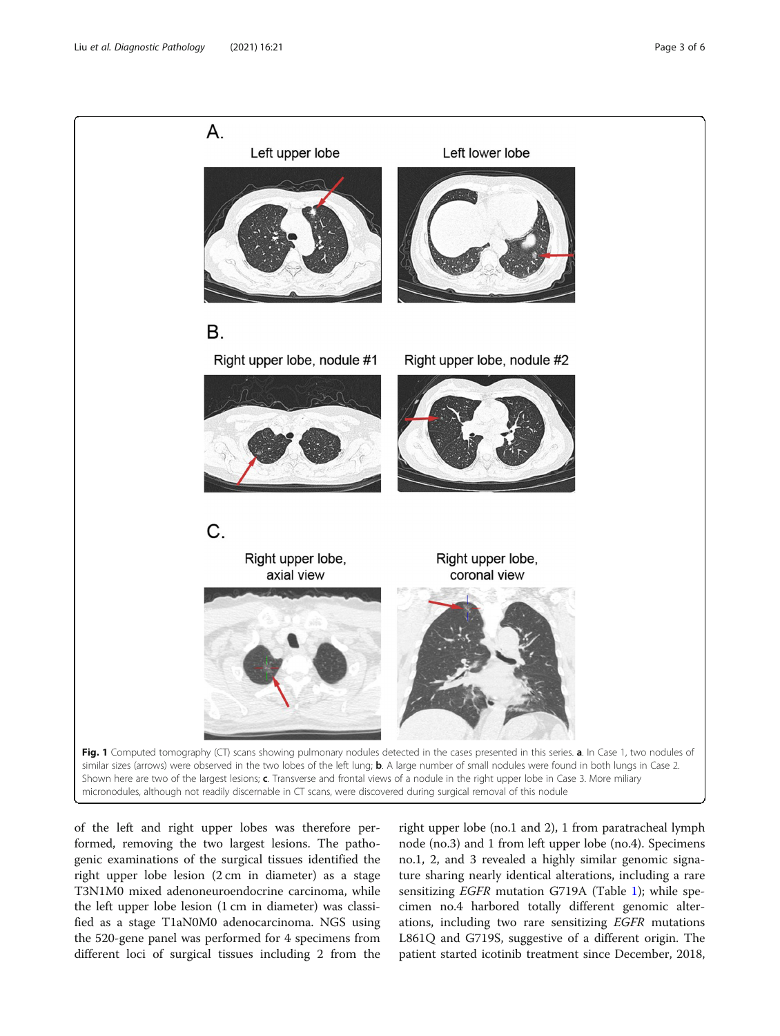Fig. 1 Computed tomography (CT) scans showing pulmonary nodules detected in the cases presented in this series. **a**. In Case 1, two nodules of similar sizes (arrows) were observed in the two lobes of the left lung; **b**. A large number of small nodules were found in both lungs in Case 2. Shown here are two of the largest lesions; **c**. Transverse and frontal views of a nodule in the right upper lobe in Case 3. More miliary micronodules, although not readily discernable in CT scans, were discovered during surgical removal of this nodule

of the left and right upper lobes was therefore performed, removing the two largest lesions. The pathogenic examinations of the surgical tissues identified the right upper lobe lesion (2 cm in diameter) as a stage T3N1M0 mixed adenoneuroendocrine carcinoma, while the left upper lobe lesion (1 cm in diameter) was classified as a stage T1aN0M0 adenocarcinoma. NGS using the 520-gene panel was performed for 4 specimens from different loci of surgical tissues including 2 from the right upper lobe (no.1 and 2), 1 from paratracheal lymph node (no.3) and 1 from left upper lobe (no.4). Specimens no.1, 2, and 3 revealed a highly similar genomic signature sharing nearly identical alterations, including a rare sensitizing *EGFR* mutation G719A (Table 1); while specimen no.4 harbored totally different genomic alterations, including two rare sensitizing *EGFR* mutations L861Q and G719S, suggestive of a different origin. The patient started icotinib treatment since December, 2018,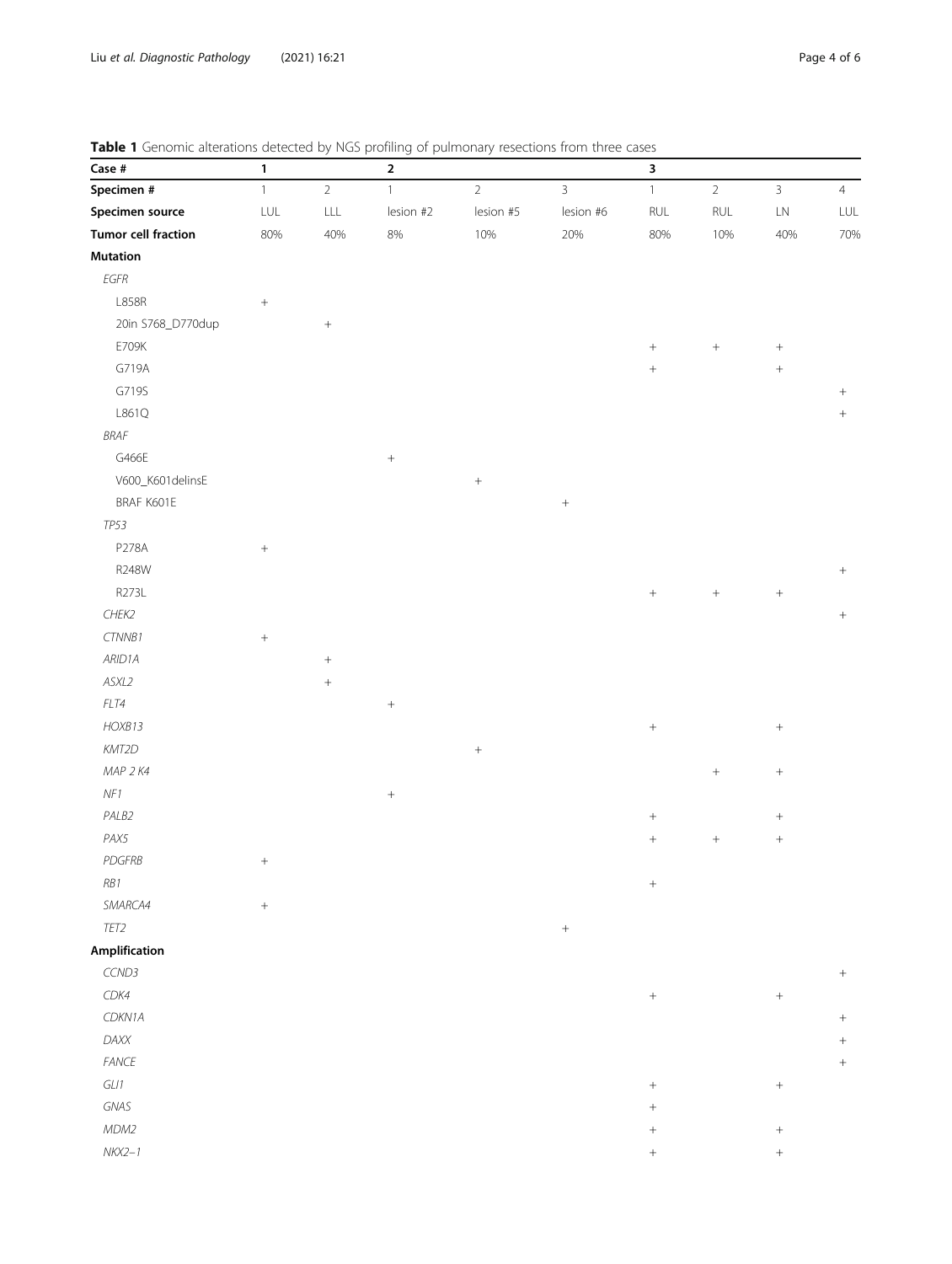**Table 1** Genomic alterations detected by NGS profiling of pulmonary resections from three cases

| Case # | 1 | | 2 | | | 3 | | | |
|---|---|---|---|---|---|---|---|---|---|
| **Specimen #** | 1 | 2 | 1 | 2 | 3 | 1 | 2 | 3 | 4 |
| **Specimen source** | LUL | LLL | lesion #2 | lesion #5 | lesion #6 | RUL | RUL | LN | LUL |
| **Tumor cell fraction** | 80% | 40% | 8% | 10% | 20% | 80% | 10% | 40% | 70% |
| **Mutation** | | | | | | | | | |
| *EGFR* | | | | | | | | | |
| L858R | + | | | | | | | | |
| 20in S768_D770dup | | + | | | | | | | |
| E709K | | | | | | + | + | + | |
| G719A | | | | | | + | | + | |
| G719S | | | | | | | | | + |
| L861Q | | | | | | | | | + |
| *BRAF* | | | | | | | | | |
| G466E | | | + | | | | | | |
| V600_K601delinsE | | | | + | | | | | |
| BRAF K601E | | | | | + | | | | |
| *TP53* | | | | | | | | | |
| P278A | + | | | | | | | | |
| R248W | | | | | | | | | + |
| R273L | | | | | | + | + | + | |
| *CHEK2* | | | | | | | | | + |
| *CTNNB1* | + | | | | | | | | |
| *ARID1A* | | + | | | | | | | |
| *ASXL2* | | + | | | | | | | |
| *FLT4* | | | + | | | | | | |
| *HOXB13* | | | | | | + | | + | |
| *KMT2D* | | | | + | | | | | |
| *MAP 2 K4* | | | | | | | + | + | |
| *NF1* | | | + | | | | | | |
| *PALB2* | | | | | | + | | + | |
| *PAX5* | | | | | | + | + | + | |
| *PDGFRB* | + | | | | | | | | |
| *RB1* | | | | | | + | | | |
| *SMARCA4* | + | | | | | | | | |
| *TET2* | | | | | + | | | | |
| **Amplification** | | | | | | | | | |
| *CCND3* | | | | | | | | | + |
| *CDK4* | | | | | | + | | + | |
| *CDKN1A* | | | | | | | | | + |
| *DAXX* | | | | | | | | | + |
| *FANCE* | | | | | | | | | + |
| *GLI1* | | | | | | + | | + | |
| *GNAS* | | | | | | + | | | |
| *MDM2* | | | | | | + | | + | |
| *NKX2–1* | | | | | | + | | + | |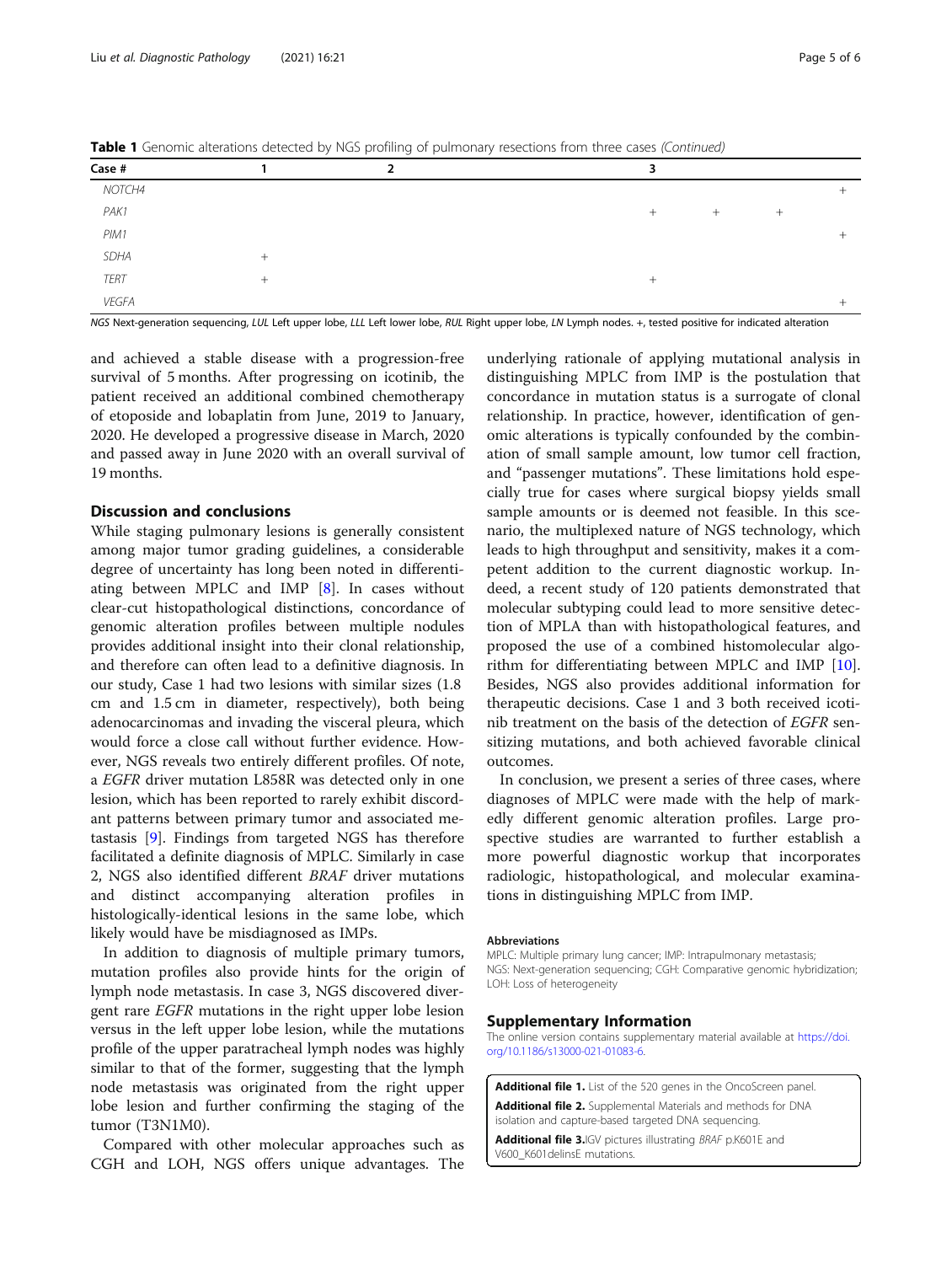**Table 1** Genomic alterations detected by NGS profiling of pulmonary resections from three cases *(Continued)*

| Case # | 1 | | 2 | | | | 3 | | | |
|---|---|---|---|---|---|---|---|---|---|---|
| *NOTCH4* | | | | | | | | | | + |
| *PAK1* | | | | | | | + | + | + | |
| *PIM1* | | | | | | | | | | + |
| *SDHA* | + | | | | | | | | | |
| *TERT* | + | | | | | | + | | | |
| *VEGFA* | | | | | | | | | | + |

*NGS* Next-generation sequencing, *LUL* Left upper lobe, *LLL* Left lower lobe, *RUL* Right upper lobe, *LN* Lymph nodes. +, tested positive for indicated alteration

and achieved a stable disease with a progression-free survival of 5 months. After progressing on icotinib, the patient received an additional combined chemotherapy of etoposide and lobaplatin from June, 2019 to January, 2020. He developed a progressive disease in March, 2020 and passed away in June 2020 with an overall survival of 19 months.

## Discussion and conclusions

While staging pulmonary lesions is generally consistent among major tumor grading guidelines, a considerable degree of uncertainty has long been noted in differentiating between MPLC and IMP [8]. In cases without clear-cut histopathological distinctions, concordance of genomic alteration profiles between multiple nodules provides additional insight into their clonal relationship, and therefore can often lead to a definitive diagnosis. In our study, Case 1 had two lesions with similar sizes (1.8 cm and 1.5 cm in diameter, respectively), both being adenocarcinomas and invading the visceral pleura, which would force a close call without further evidence. However, NGS reveals two entirely different profiles. Of note, a *EGFR* driver mutation L858R was detected only in one lesion, which has been reported to rarely exhibit discordant patterns between primary tumor and associated metastasis [9]. Findings from targeted NGS has therefore facilitated a definite diagnosis of MPLC. Similarly in case 2, NGS also identified different *BRAF* driver mutations and distinct accompanying alteration profiles in histologically-identical lesions in the same lobe, which likely would have be misdiagnosed as IMPs.

In addition to diagnosis of multiple primary tumors, mutation profiles also provide hints for the origin of lymph node metastasis. In case 3, NGS discovered divergent rare *EGFR* mutations in the right upper lobe lesion versus in the left upper lobe lesion, while the mutations profile of the upper paratracheal lymph nodes was highly similar to that of the former, suggesting that the lymph node metastasis was originated from the right upper lobe lesion and further confirming the staging of the tumor (T3N1M0).

Compared with other molecular approaches such as CGH and LOH, NGS offers unique advantages. The underlying rationale of applying mutational analysis in distinguishing MPLC from IMP is the postulation that concordance in mutation status is a surrogate of clonal relationship. In practice, however, identification of genomic alterations is typically confounded by the combination of small sample amount, low tumor cell fraction, and "passenger mutations". These limitations hold especially true for cases where surgical biopsy yields small sample amounts or is deemed not feasible. In this scenario, the multiplexed nature of NGS technology, which leads to high throughput and sensitivity, makes it a competent addition to the current diagnostic workup. Indeed, a recent study of 120 patients demonstrated that molecular subtyping could lead to more sensitive detection of MPLA than with histopathological features, and proposed the use of a combined histomolecular algorithm for differentiating between MPLC and IMP [10]. Besides, NGS also provides additional information for therapeutic decisions. Case 1 and 3 both received icotinib treatment on the basis of the detection of *EGFR* sensitizing mutations, and both achieved favorable clinical outcomes.

In conclusion, we present a series of three cases, where diagnoses of MPLC were made with the help of markedly different genomic alteration profiles. Large prospective studies are warranted to further establish a more powerful diagnostic workup that incorporates radiologic, histopathological, and molecular examinations in distinguishing MPLC from IMP.

### Abbreviations

MPLC: Multiple primary lung cancer; IMP: Intrapulmonary metastasis; NGS: Next-generation sequencing; CGH: Comparative genomic hybridization; LOH: Loss of heterogeneity

## Supplementary Information

The online version contains supplementary material available at https://doi.org/10.1186/s13000-021-01083-6.

**Additional file 1.** List of the 520 genes in the OncoScreen panel.

**Additional file 2.** Supplemental Materials and methods for DNA isolation and capture-based targeted DNA sequencing.

**Additional file 3.** IGV pictures illustrating *BRAF* p.K601E and V600_K601delinsE mutations.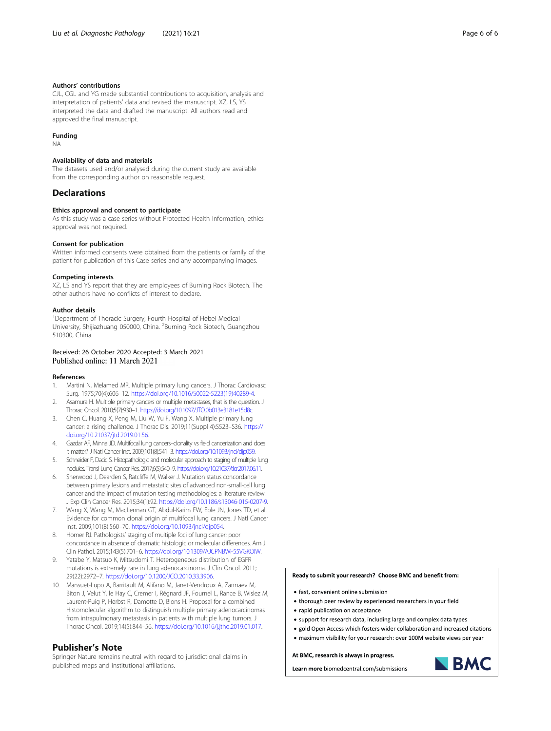### Authors' contributions

CJL, CGL and YG made substantial contributions to acquisition, analysis and interpretation of patients' data and revised the manuscript. XZ, LS, YS interpreted the data and drafted the manuscript. All authors read and approved the final manuscript.

### Funding

NA

### Availability of data and materials

The datasets used and/or analysed during the current study are available from the corresponding author on reasonable request.

## Declarations

### Ethics approval and consent to participate

As this study was a case series without Protected Health Information, ethics approval was not required.

### Consent for publication

Written informed consents were obtained from the patients or family of the patient for publication of this Case series and any accompanying images.

### Competing interests

XZ, LS and YS report that they are employees of Burning Rock Biotech. The other authors have no conflicts of interest to declare.

### Author details

[1]Department of Thoracic Surgery, Fourth Hospital of Hebei Medical University, Shijiazhuang 050000, China. [2]Burning Rock Biotech, Guangzhou 510300, China.

Received: 26 October 2020 Accepted: 3 March 2021
Published online: 11 March 2021

### References

1. Martini N, Melamed MR. Multiple primary lung cancers. J Thorac Cardiovasc Surg. 1975;70(4):606–12. https://doi.org/10.1016/S0022-5223(19)40289-4.
2. Asamura H. Multiple primary cancers or multiple metastases, that is the question. J Thorac Oncol. 2010;5(7):930–1. https://doi.org/10.1097/JTO.0b013e3181e15d8c.
3. Chen C, Huang X, Peng M, Liu W, Yu F, Wang X. Multiple primary lung cancer: a rising challenge. J Thorac Dis. 2019;11(Suppl 4):S523–S36. https://doi.org/10.21037/jtd.2019.01.56.
4. Gazdar AF, Minna JD. Multifocal lung cancers–clonality vs field cancerization and does it matter? J Natl Cancer Inst. 2009;101(8):541–3. https://doi.org/10.1093/jnci/djp059.
5. Schneider F, Dacic S. Histopathologic and molecular approach to staging of multiple lung nodules. Transl Lung Cancer Res. 2017;6(5):540–9. https://doi.org/10.21037/tlcr.2017.06.11.
6. Sherwood J, Dearden S, Ratcliffe M, Walker J. Mutation status concordance between primary lesions and metastatic sites of advanced non-small-cell lung cancer and the impact of mutation testing methodologies: a literature review. J Exp Clin Cancer Res. 2015;34(1):92. https://doi.org/10.1186/s13046-015-0207-9.
7. Wang X, Wang M, MacLennan GT, Abdul-Karim FW, Eble JN, Jones TD, et al. Evidence for common clonal origin of multifocal lung cancers. J Natl Cancer Inst. 2009;101(8):560–70. https://doi.org/10.1093/jnci/djp054.
8. Homer RJ. Pathologists' staging of multiple foci of lung cancer: poor concordance in absence of dramatic histologic or molecular differences. Am J Clin Pathol. 2015;143(5):701–6. https://doi.org/10.1309/AJCPNBWF55VGKOIW.
9. Yatabe Y, Matsuo K, Mitsudomi T. Heterogeneous distribution of EGFR mutations is extremely rare in lung adenocarcinoma. J Clin Oncol. 2011;29(22):2972–7. https://doi.org/10.1200/JCO.2010.33.3906.
10. Mansuet-Lupo A, Barritault M, Alifano M, Janet-Vendroux A, Zarmaev M, Biton J, Velut Y, le Hay C, Cremer I, Régnard JF, Fournel L, Rance B, Wislez M, Laurent-Puig P, Herbst R, Damotte D, Blons H. Proposal for a combined Histomolecular algorithm to distinguish multiple primary adenocarcinomas from intrapulmonary metastasis in patients with multiple lung tumors. J Thorac Oncol. 2019;14(5):844–56. https://doi.org/10.1016/j.jtho.2019.01.017.

## Publisher's Note

Springer Nature remains neutral with regard to jurisdictional claims in published maps and institutional affiliations.

**Ready to submit your research? Choose BMC and benefit from:**

- fast, convenient online submission
- thorough peer review by experienced researchers in your field
- rapid publication on acceptance
- support for research data, including large and complex data types
- gold Open Access which fosters wider collaboration and increased citations
- maximum visibility for your research: over 100M website views per year

**At BMC, research is always in progress.**

**Learn more** biomedcentral.com/submissions

BMC